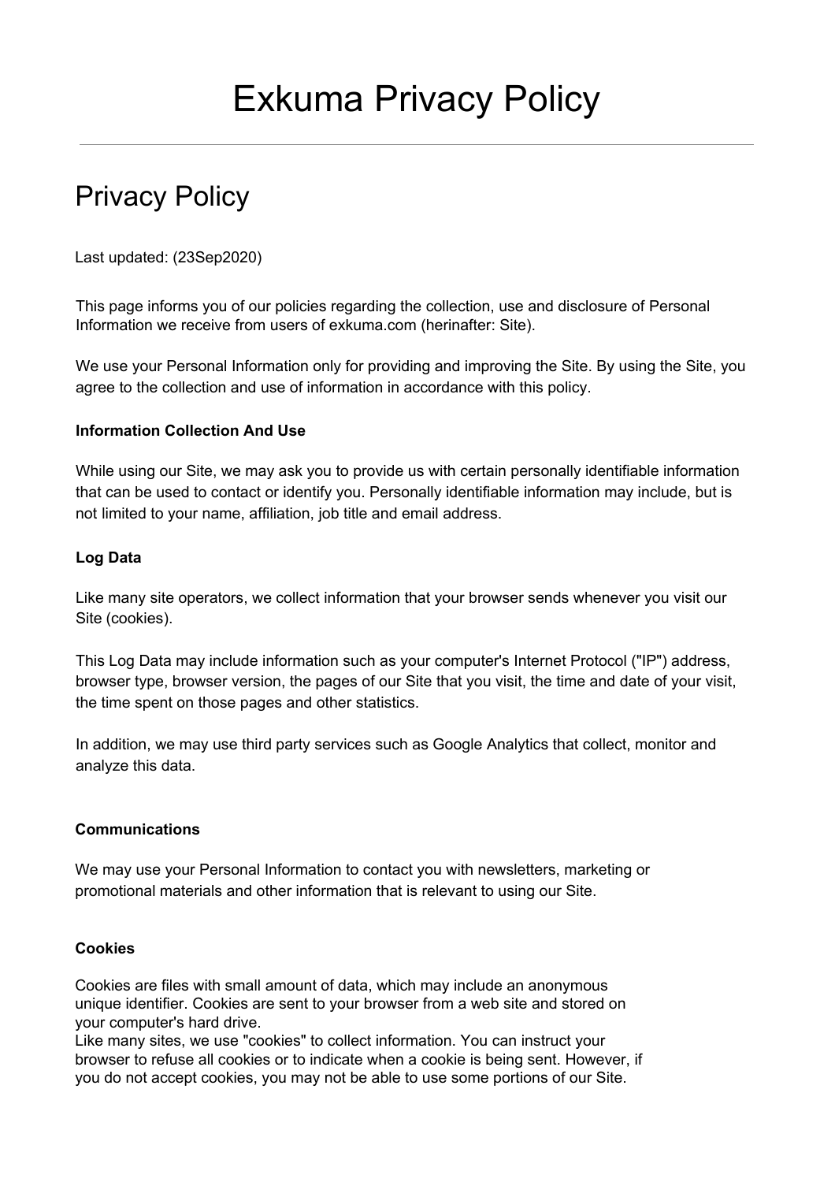# Exkuma Privacy Policy

## Privacy Policy

Last updated: (23Sep2020)

This page informs you of our policies regarding the collection, use and disclosure of Personal Information we receive from users of exkuma.com (herinafter: Site).

We use your Personal Information only for providing and improving the Site. By using the Site, you agree to the collection and use of information in accordance with this policy.

**Information Collection And Use**

While using our Site, we may ask you to provide us with certain personally identifiable information that can be used to contact or identify you. Personally identifiable information may include, but is not limited to your name, affiliation, job title and email address.

**Log Data**

Like many site operators, we collect information that your browser sends whenever you visit our Site (cookies).

This Log Data may include information such as your computer's Internet Protocol ("IP") address, browser type, browser version, the pages of our Site that you visit, the time and date of your visit, the time spent on those pages and other statistics.

In addition, we may use third party services such as Google Analytics that collect, monitor and analyze this data.

**Communications**

We may use your Personal Information to contact you with newsletters, marketing or promotional materials and other information that is relevant to using our Site.

**Cookies**

Cookies are files with small amount of data, which may include an anonymous unique identifier. Cookies are sent to your browser from a web site and stored on your computer's hard drive.
Like many sites, we use "cookies" to collect information. You can instruct your browser to refuse all cookies or to indicate when a cookie is being sent. However, if you do not accept cookies, you may not be able to use some portions of our Site.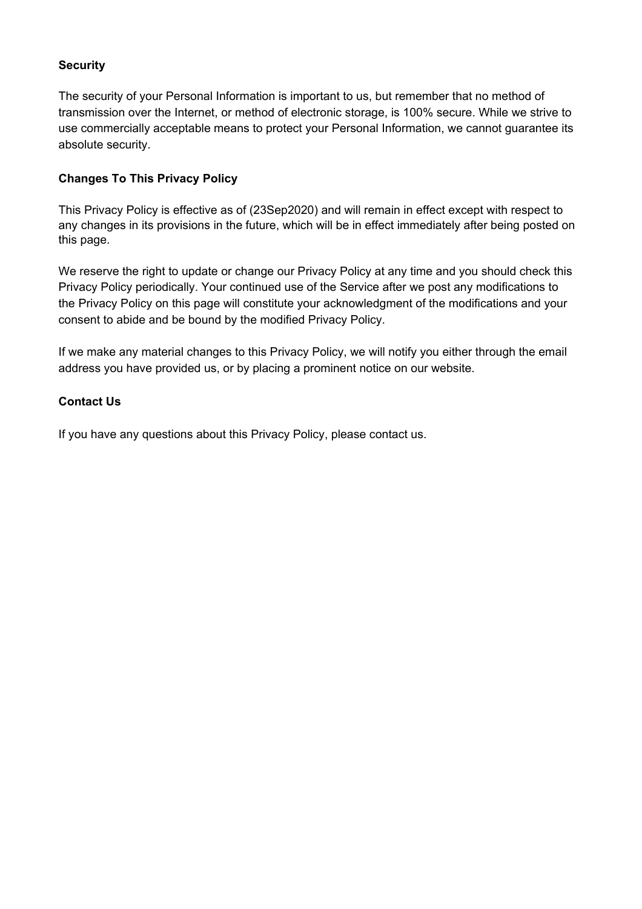**Security**

The security of your Personal Information is important to us, but remember that no method of transmission over the Internet, or method of electronic storage, is 100% secure. While we strive to use commercially acceptable means to protect your Personal Information, we cannot guarantee its absolute security.

**Changes To This Privacy Policy**

This Privacy Policy is effective as of (23Sep2020) and will remain in effect except with respect to any changes in its provisions in the future, which will be in effect immediately after being posted on this page.

We reserve the right to update or change our Privacy Policy at any time and you should check this Privacy Policy periodically. Your continued use of the Service after we post any modifications to the Privacy Policy on this page will constitute your acknowledgment of the modifications and your consent to abide and be bound by the modified Privacy Policy.

If we make any material changes to this Privacy Policy, we will notify you either through the email address you have provided us, or by placing a prominent notice on our website.

**Contact Us**

If you have any questions about this Privacy Policy, please contact us.